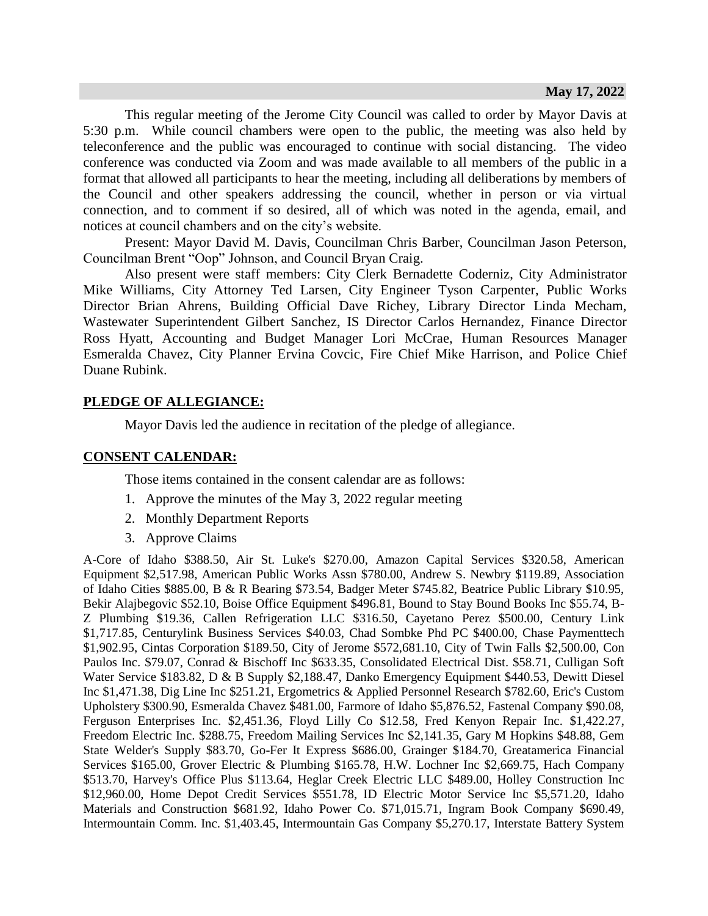**May 17, 2022**

This regular meeting of the Jerome City Council was called to order by Mayor Davis at 5:30 p.m. While council chambers were open to the public, the meeting was also held by teleconference and the public was encouraged to continue with social distancing. The video conference was conducted via Zoom and was made available to all members of the public in a format that allowed all participants to hear the meeting, including all deliberations by members of the Council and other speakers addressing the council, whether in person or via virtual connection, and to comment if so desired, all of which was noted in the agenda, email, and notices at council chambers and on the city's website.

Present: Mayor David M. Davis, Councilman Chris Barber, Councilman Jason Peterson, Councilman Brent "Oop" Johnson, and Council Bryan Craig.

Also present were staff members: City Clerk Bernadette Coderniz, City Administrator Mike Williams, City Attorney Ted Larsen, City Engineer Tyson Carpenter, Public Works Director Brian Ahrens, Building Official Dave Richey, Library Director Linda Mecham, Wastewater Superintendent Gilbert Sanchez, IS Director Carlos Hernandez, Finance Director Ross Hyatt, Accounting and Budget Manager Lori McCrae, Human Resources Manager Esmeralda Chavez, City Planner Ervina Covcic, Fire Chief Mike Harrison, and Police Chief Duane Rubink.

**PLEDGE OF ALLEGIANCE:**

Mayor Davis led the audience in recitation of the pledge of allegiance.

**CONSENT CALENDAR:**

Those items contained in the consent calendar are as follows:

1. Approve the minutes of the May 3, 2022 regular meeting
2. Monthly Department Reports
3. Approve Claims

A-Core of Idaho $388.50, Air St. Luke's $270.00, Amazon Capital Services $320.58, American Equipment $2,517.98, American Public Works Assn $780.00, Andrew S. Newbry $119.89, Association of Idaho Cities $885.00, B & R Bearing $73.54, Badger Meter $745.82, Beatrice Public Library $10.95, Bekir Alajbegovic $52.10, Boise Office Equipment $496.81, Bound to Stay Bound Books Inc $55.74, B-Z Plumbing $19.36, Callen Refrigeration LLC $316.50, Cayetano Perez $500.00, Century Link $1,717.85, Centurylink Business Services $40.03, Chad Sombke Phd PC $400.00, Chase Paymenttech $1,902.95, Cintas Corporation $189.50, City of Jerome $572,681.10, City of Twin Falls $2,500.00, Con Paulos Inc. $79.07, Conrad & Bischoff Inc $633.35, Consolidated Electrical Dist. $58.71, Culligan Soft Water Service $183.82, D & B Supply $2,188.47, Danko Emergency Equipment $440.53, Dewitt Diesel Inc $1,471.38, Dig Line Inc $251.21, Ergometrics & Applied Personnel Research $782.60, Eric's Custom Upholstery $300.90, Esmeralda Chavez $481.00, Farmore of Idaho $5,876.52, Fastenal Company $90.08, Ferguson Enterprises Inc. $2,451.36, Floyd Lilly Co $12.58, Fred Kenyon Repair Inc. $1,422.27, Freedom Electric Inc. $288.75, Freedom Mailing Services Inc $2,141.35, Gary M Hopkins $48.88, Gem State Welder's Supply $83.70, Go-Fer It Express $686.00, Grainger $184.70, Greatamerica Financial Services $165.00, Grover Electric & Plumbing $165.78, H.W. Lochner Inc $2,669.75, Hach Company $513.70, Harvey's Office Plus $113.64, Heglar Creek Electric LLC $489.00, Holley Construction Inc $12,960.00, Home Depot Credit Services $551.78, ID Electric Motor Service Inc $5,571.20, Idaho Materials and Construction $681.92, Idaho Power Co. $71,015.71, Ingram Book Company $690.49, Intermountain Comm. Inc. $1,403.45, Intermountain Gas Company $5,270.17, Interstate Battery System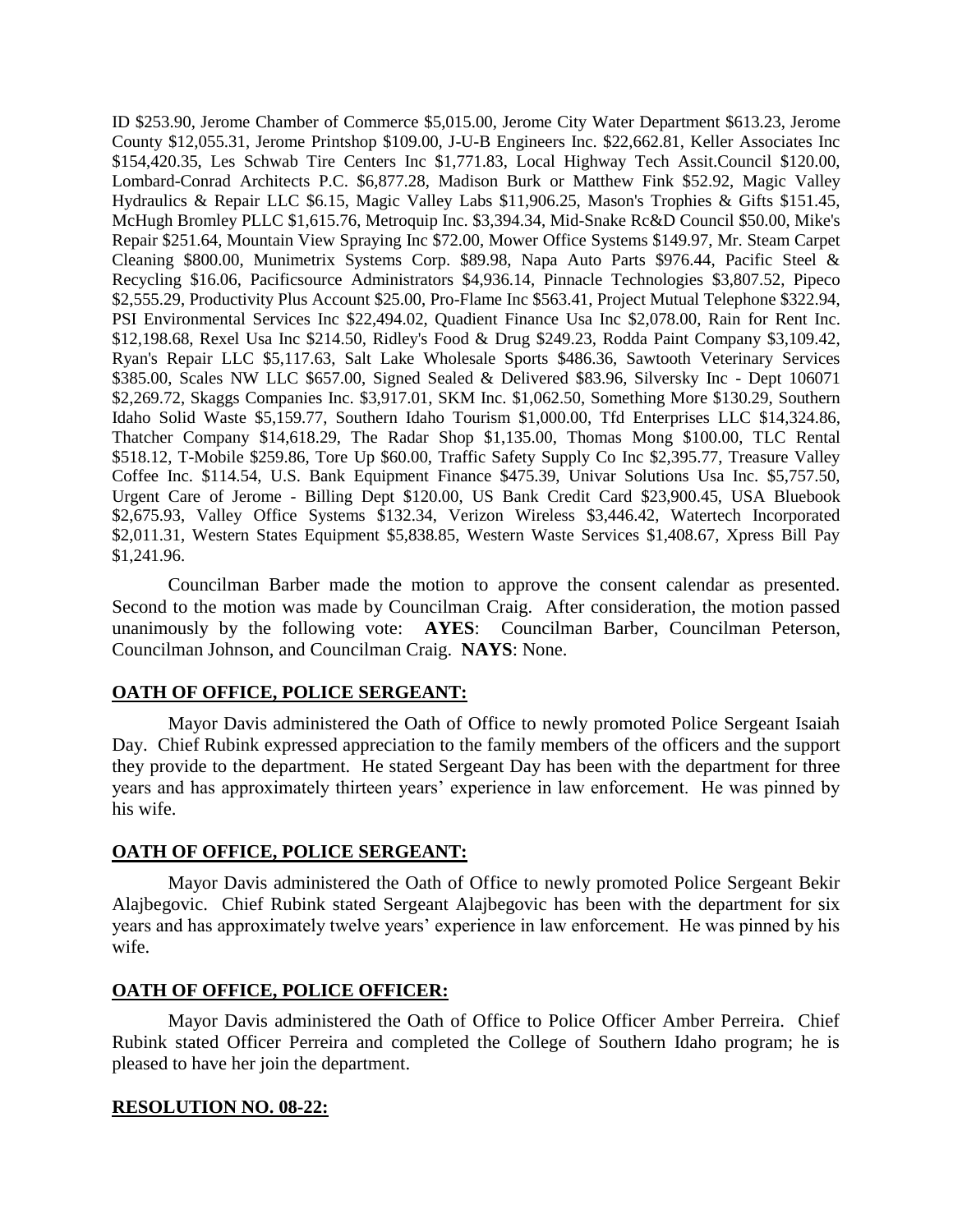ID $253.90, Jerome Chamber of Commerce $5,015.00, Jerome City Water Department $613.23, Jerome County $12,055.31, Jerome Printshop $109.00, J-U-B Engineers Inc. $22,662.81, Keller Associates Inc $154,420.35, Les Schwab Tire Centers Inc $1,771.83, Local Highway Tech Assit.Council $120.00, Lombard-Conrad Architects P.C. $6,877.28, Madison Burk or Matthew Fink $52.92, Magic Valley Hydraulics & Repair LLC $6.15, Magic Valley Labs $11,906.25, Mason's Trophies & Gifts $151.45, McHugh Bromley PLLC $1,615.76, Metroquip Inc. $3,394.34, Mid-Snake Rc&D Council $50.00, Mike's Repair $251.64, Mountain View Spraying Inc $72.00, Mower Office Systems $149.97, Mr. Steam Carpet Cleaning $800.00, Munimetrix Systems Corp. $89.98, Napa Auto Parts $976.44, Pacific Steel & Recycling $16.06, Pacificsource Administrators $4,936.14, Pinnacle Technologies $3,807.52, Pipeco $2,555.29, Productivity Plus Account $25.00, Pro-Flame Inc $563.41, Project Mutual Telephone $322.94, PSI Environmental Services Inc $22,494.02, Quadient Finance Usa Inc $2,078.00, Rain for Rent Inc. $12,198.68, Rexel Usa Inc $214.50, Ridley's Food & Drug $249.23, Rodda Paint Company $3,109.42, Ryan's Repair LLC $5,117.63, Salt Lake Wholesale Sports $486.36, Sawtooth Veterinary Services $385.00, Scales NW LLC $657.00, Signed Sealed & Delivered $83.96, Silversky Inc - Dept 106071 $2,269.72, Skaggs Companies Inc. $3,917.01, SKM Inc. $1,062.50, Something More $130.29, Southern Idaho Solid Waste $5,159.77, Southern Idaho Tourism $1,000.00, Tfd Enterprises LLC $14,324.86, Thatcher Company $14,618.29, The Radar Shop $1,135.00, Thomas Mong $100.00, TLC Rental $518.12, T-Mobile $259.86, Tore Up $60.00, Traffic Safety Supply Co Inc $2,395.77, Treasure Valley Coffee Inc. $114.54, U.S. Bank Equipment Finance $475.39, Univar Solutions Usa Inc. $5,757.50, Urgent Care of Jerome - Billing Dept $120.00, US Bank Credit Card $23,900.45, USA Bluebook $2,675.93, Valley Office Systems $132.34, Verizon Wireless $3,446.42, Watertech Incorporated $2,011.31, Western States Equipment $5,838.85, Western Waste Services $1,408.67, Xpress Bill Pay $1,241.96.

Councilman Barber made the motion to approve the consent calendar as presented. Second to the motion was made by Councilman Craig. After consideration, the motion passed unanimously by the following vote: **AYES**: Councilman Barber, Councilman Peterson, Councilman Johnson, and Councilman Craig. **NAYS**: None.

## OATH OF OFFICE, POLICE SERGEANT:

Mayor Davis administered the Oath of Office to newly promoted Police Sergeant Isaiah Day. Chief Rubink expressed appreciation to the family members of the officers and the support they provide to the department. He stated Sergeant Day has been with the department for three years and has approximately thirteen years' experience in law enforcement. He was pinned by his wife.

## OATH OF OFFICE, POLICE SERGEANT:

Mayor Davis administered the Oath of Office to newly promoted Police Sergeant Bekir Alajbegovic. Chief Rubink stated Sergeant Alajbegovic has been with the department for six years and has approximately twelve years' experience in law enforcement. He was pinned by his wife.

## OATH OF OFFICE, POLICE OFFICER:

Mayor Davis administered the Oath of Office to Police Officer Amber Perreira. Chief Rubink stated Officer Perreira and completed the College of Southern Idaho program; he is pleased to have her join the department.

## RESOLUTION NO. 08-22: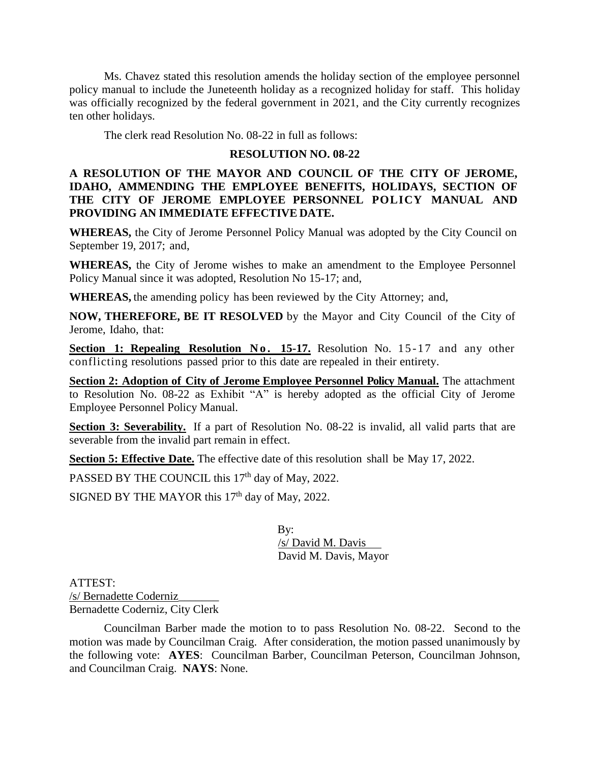Ms. Chavez stated this resolution amends the holiday section of the employee personnel policy manual to include the Juneteenth holiday as a recognized holiday for staff. This holiday was officially recognized by the federal government in 2021, and the City currently recognizes ten other holidays.

The clerk read Resolution No. 08-22 in full as follows:

**RESOLUTION NO. 08-22**

**A RESOLUTION OF THE MAYOR AND COUNCIL OF THE CITY OF JEROME, IDAHO, AMMENDING THE EMPLOYEE BENEFITS, HOLIDAYS, SECTION OF THE CITY OF JEROME EMPLOYEE PERSONNEL POLICY MANUAL AND PROVIDING AN IMMEDIATE EFFECTIVE DATE.**

**WHEREAS,** the City of Jerome Personnel Policy Manual was adopted by the City Council on September 19, 2017; and,

**WHEREAS,** the City of Jerome wishes to make an amendment to the Employee Personnel Policy Manual since it was adopted, Resolution No 15-17; and,

**WHEREAS,** the amending policy has been reviewed by the City Attorney; and,

**NOW, THEREFORE, BE IT RESOLVED** by the Mayor and City Council of the City of Jerome, Idaho, that:

**Section 1: Repealing Resolution No. 15-17.** Resolution No. 15-17 and any other conflicting resolutions passed prior to this date are repealed in their entirety.

**Section 2: Adoption of City of Jerome Employee Personnel Policy Manual.** The attachment to Resolution No. 08-22 as Exhibit "A" is hereby adopted as the official City of Jerome Employee Personnel Policy Manual.

**Section 3: Severability.** If a part of Resolution No. 08-22 is invalid, all valid parts that are severable from the invalid part remain in effect.

**Section 5: Effective Date.** The effective date of this resolution shall be May 17, 2022.

PASSED BY THE COUNCIL this 17th day of May, 2022.

SIGNED BY THE MAYOR this 17th day of May, 2022.

By:
/s/ David M. Davis
David M. Davis, Mayor

ATTEST:
/s/ Bernadette Coderniz
Bernadette Coderniz, City Clerk

Councilman Barber made the motion to to pass Resolution No. 08-22. Second to the motion was made by Councilman Craig. After consideration, the motion passed unanimously by the following vote: **AYES**: Councilman Barber, Councilman Peterson, Councilman Johnson, and Councilman Craig. **NAYS**: None.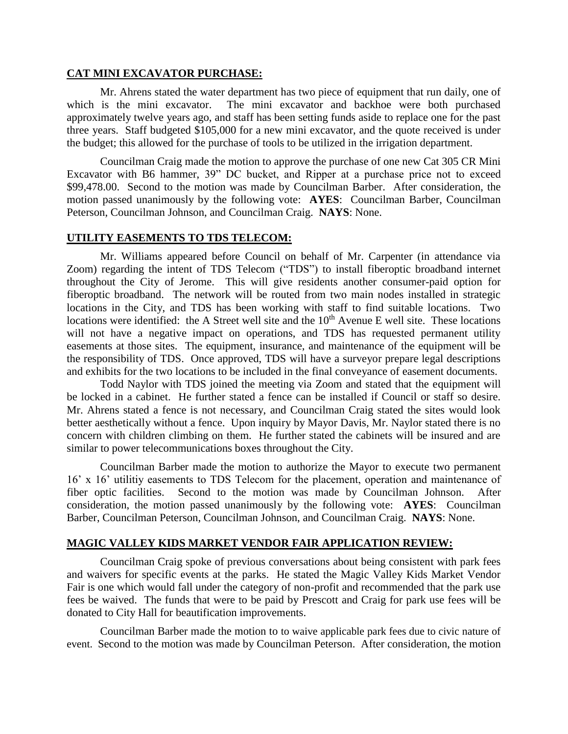## CAT MINI EXCAVATOR PURCHASE:

Mr. Ahrens stated the water department has two piece of equipment that run daily, one of which is the mini excavator. The mini excavator and backhoe were both purchased approximately twelve years ago, and staff has been setting funds aside to replace one for the past three years. Staff budgeted $105,000 for a new mini excavator, and the quote received is under the budget; this allowed for the purchase of tools to be utilized in the irrigation department.

Councilman Craig made the motion to approve the purchase of one new Cat 305 CR Mini Excavator with B6 hammer, 39" DC bucket, and Ripper at a purchase price not to exceed $99,478.00. Second to the motion was made by Councilman Barber. After consideration, the motion passed unanimously by the following vote: **AYES**: Councilman Barber, Councilman Peterson, Councilman Johnson, and Councilman Craig. **NAYS**: None.

## UTILITY EASEMENTS TO TDS TELECOM:

Mr. Williams appeared before Council on behalf of Mr. Carpenter (in attendance via Zoom) regarding the intent of TDS Telecom ("TDS") to install fiberoptic broadband internet throughout the City of Jerome. This will give residents another consumer-paid option for fiberoptic broadband. The network will be routed from two main nodes installed in strategic locations in the City, and TDS has been working with staff to find suitable locations. Two locations were identified: the A Street well site and the 10th Avenue E well site. These locations will not have a negative impact on operations, and TDS has requested permanent utility easements at those sites. The equipment, insurance, and maintenance of the equipment will be the responsibility of TDS. Once approved, TDS will have a surveyor prepare legal descriptions and exhibits for the two locations to be included in the final conveyance of easement documents.

Todd Naylor with TDS joined the meeting via Zoom and stated that the equipment will be locked in a cabinet. He further stated a fence can be installed if Council or staff so desire. Mr. Ahrens stated a fence is not necessary, and Councilman Craig stated the sites would look better aesthetically without a fence. Upon inquiry by Mayor Davis, Mr. Naylor stated there is no concern with children climbing on them. He further stated the cabinets will be insured and are similar to power telecommunications boxes throughout the City.

Councilman Barber made the motion to authorize the Mayor to execute two permanent 16' x 16' utilitiy easements to TDS Telecom for the placement, operation and maintenance of fiber optic facilities. Second to the motion was made by Councilman Johnson. After consideration, the motion passed unanimously by the following vote: **AYES**: Councilman Barber, Councilman Peterson, Councilman Johnson, and Councilman Craig. **NAYS**: None.

## MAGIC VALLEY KIDS MARKET VENDOR FAIR APPLICATION REVIEW:

Councilman Craig spoke of previous conversations about being consistent with park fees and waivers for specific events at the parks. He stated the Magic Valley Kids Market Vendor Fair is one which would fall under the category of non-profit and recommended that the park use fees be waived. The funds that were to be paid by Prescott and Craig for park use fees will be donated to City Hall for beautification improvements.

Councilman Barber made the motion to to waive applicable park fees due to civic nature of event. Second to the motion was made by Councilman Peterson. After consideration, the motion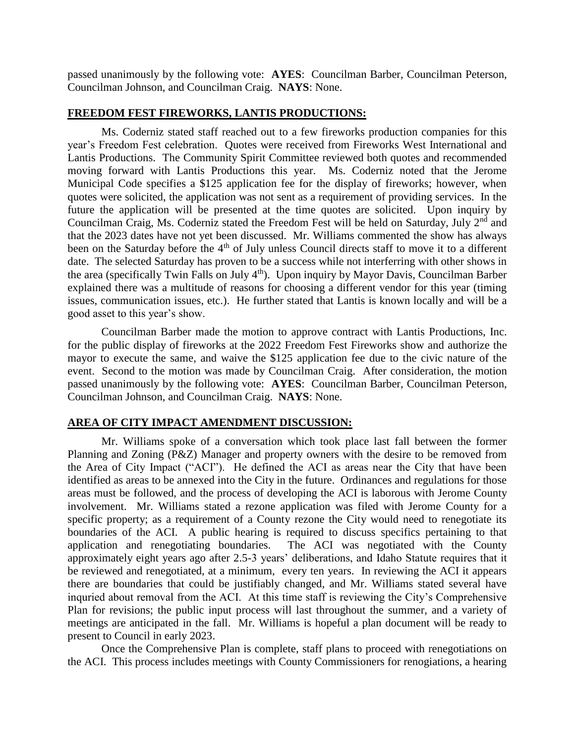passed unanimously by the following vote: **AYES**: Councilman Barber, Councilman Peterson, Councilman Johnson, and Councilman Craig. **NAYS**: None.

**FREEDOM FEST FIREWORKS, LANTIS PRODUCTIONS:**

Ms. Coderniz stated staff reached out to a few fireworks production companies for this year's Freedom Fest celebration. Quotes were received from Fireworks West International and Lantis Productions. The Community Spirit Committee reviewed both quotes and recommended moving forward with Lantis Productions this year. Ms. Coderniz noted that the Jerome Municipal Code specifies a $125 application fee for the display of fireworks; however, when quotes were solicited, the application was not sent as a requirement of providing services. In the future the application will be presented at the time quotes are solicited. Upon inquiry by Councilman Craig, Ms. Coderniz stated the Freedom Fest will be held on Saturday, July 2nd and that the 2023 dates have not yet been discussed. Mr. Williams commented the show has always been on the Saturday before the 4th of July unless Council directs staff to move it to a different date. The selected Saturday has proven to be a success while not interferring with other shows in the area (specifically Twin Falls on July 4th). Upon inquiry by Mayor Davis, Councilman Barber explained there was a multitude of reasons for choosing a different vendor for this year (timing issues, communication issues, etc.). He further stated that Lantis is known locally and will be a good asset to this year's show.

Councilman Barber made the motion to approve contract with Lantis Productions, Inc. for the public display of fireworks at the 2022 Freedom Fest Fireworks show and authorize the mayor to execute the same, and waive the $125 application fee due to the civic nature of the event. Second to the motion was made by Councilman Craig. After consideration, the motion passed unanimously by the following vote: **AYES**: Councilman Barber, Councilman Peterson, Councilman Johnson, and Councilman Craig. **NAYS**: None.

**AREA OF CITY IMPACT AMENDMENT DISCUSSION:**

Mr. Williams spoke of a conversation which took place last fall between the former Planning and Zoning (P&Z) Manager and property owners with the desire to be removed from the Area of City Impact ("ACI"). He defined the ACI as areas near the City that have been identified as areas to be annexed into the City in the future. Ordinances and regulations for those areas must be followed, and the process of developing the ACI is laborous with Jerome County involvement. Mr. Williams stated a rezone application was filed with Jerome County for a specific property; as a requirement of a County rezone the City would need to renegotiate its boundaries of the ACI. A public hearing is required to discuss specifics pertaining to that application and renegotiating boundaries. The ACI was negotiated with the County approximately eight years ago after 2.5-3 years' deliberations, and Idaho Statute requires that it be reviewed and renegotiated, at a minimum, every ten years. In reviewing the ACI it appears there are boundaries that could be justifiably changed, and Mr. Williams stated several have inquried about removal from the ACI. At this time staff is reviewing the City's Comprehensive Plan for revisions; the public input process will last throughout the summer, and a variety of meetings are anticipated in the fall. Mr. Williams is hopeful a plan document will be ready to present to Council in early 2023.

Once the Comprehensive Plan is complete, staff plans to proceed with renegotiations on the ACI. This process includes meetings with County Commissioners for renogiations, a hearing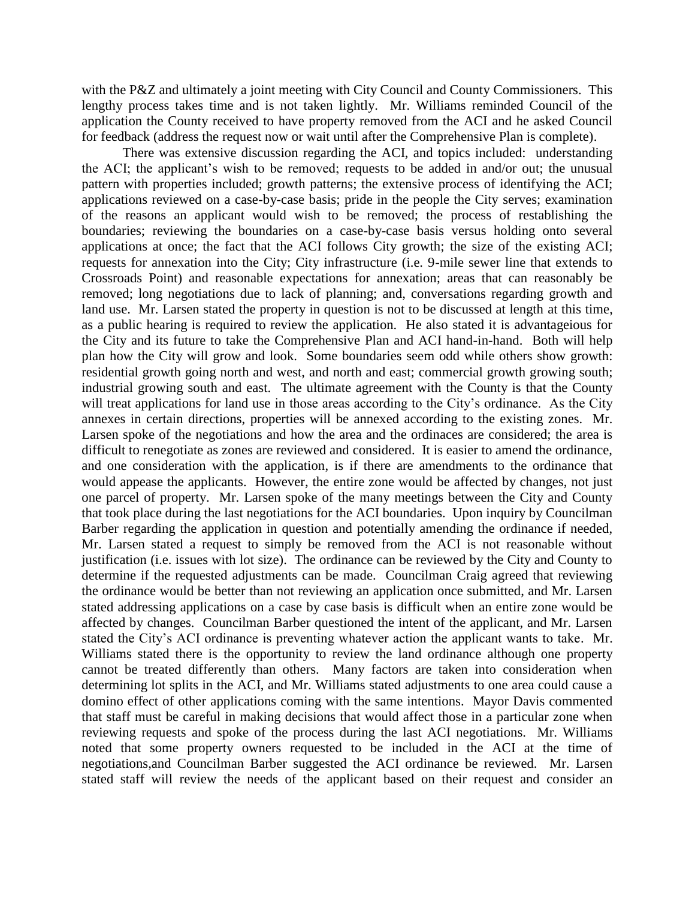with the P&Z and ultimately a joint meeting with City Council and County Commissioners. This lengthy process takes time and is not taken lightly. Mr. Williams reminded Council of the application the County received to have property removed from the ACI and he asked Council for feedback (address the request now or wait until after the Comprehensive Plan is complete).

There was extensive discussion regarding the ACI, and topics included: understanding the ACI; the applicant's wish to be removed; requests to be added in and/or out; the unusual pattern with properties included; growth patterns; the extensive process of identifying the ACI; applications reviewed on a case-by-case basis; pride in the people the City serves; examination of the reasons an applicant would wish to be removed; the process of restablishing the boundaries; reviewing the boundaries on a case-by-case basis versus holding onto several applications at once; the fact that the ACI follows City growth; the size of the existing ACI; requests for annexation into the City; City infrastructure (i.e. 9-mile sewer line that extends to Crossroads Point) and reasonable expectations for annexation; areas that can reasonably be removed; long negotiations due to lack of planning; and, conversations regarding growth and land use. Mr. Larsen stated the property in question is not to be discussed at length at this time, as a public hearing is required to review the application. He also stated it is advantageious for the City and its future to take the Comprehensive Plan and ACI hand-in-hand. Both will help plan how the City will grow and look. Some boundaries seem odd while others show growth: residential growth going north and west, and north and east; commercial growth growing south; industrial growing south and east. The ultimate agreement with the County is that the County will treat applications for land use in those areas according to the City's ordinance. As the City annexes in certain directions, properties will be annexed according to the existing zones. Mr. Larsen spoke of the negotiations and how the area and the ordinaces are considered; the area is difficult to renegotiate as zones are reviewed and considered. It is easier to amend the ordinance, and one consideration with the application, is if there are amendments to the ordinance that would appease the applicants. However, the entire zone would be affected by changes, not just one parcel of property. Mr. Larsen spoke of the many meetings between the City and County that took place during the last negotiations for the ACI boundaries. Upon inquiry by Councilman Barber regarding the application in question and potentially amending the ordinance if needed, Mr. Larsen stated a request to simply be removed from the ACI is not reasonable without justification (i.e. issues with lot size). The ordinance can be reviewed by the City and County to determine if the requested adjustments can be made. Councilman Craig agreed that reviewing the ordinance would be better than not reviewing an application once submitted, and Mr. Larsen stated addressing applications on a case by case basis is difficult when an entire zone would be affected by changes. Councilman Barber questioned the intent of the applicant, and Mr. Larsen stated the City's ACI ordinance is preventing whatever action the applicant wants to take. Mr. Williams stated there is the opportunity to review the land ordinance although one property cannot be treated differently than others. Many factors are taken into consideration when determining lot splits in the ACI, and Mr. Williams stated adjustments to one area could cause a domino effect of other applications coming with the same intentions. Mayor Davis commented that staff must be careful in making decisions that would affect those in a particular zone when reviewing requests and spoke of the process during the last ACI negotiations. Mr. Williams noted that some property owners requested to be included in the ACI at the time of negotiations,and Councilman Barber suggested the ACI ordinance be reviewed. Mr. Larsen stated staff will review the needs of the applicant based on their request and consider an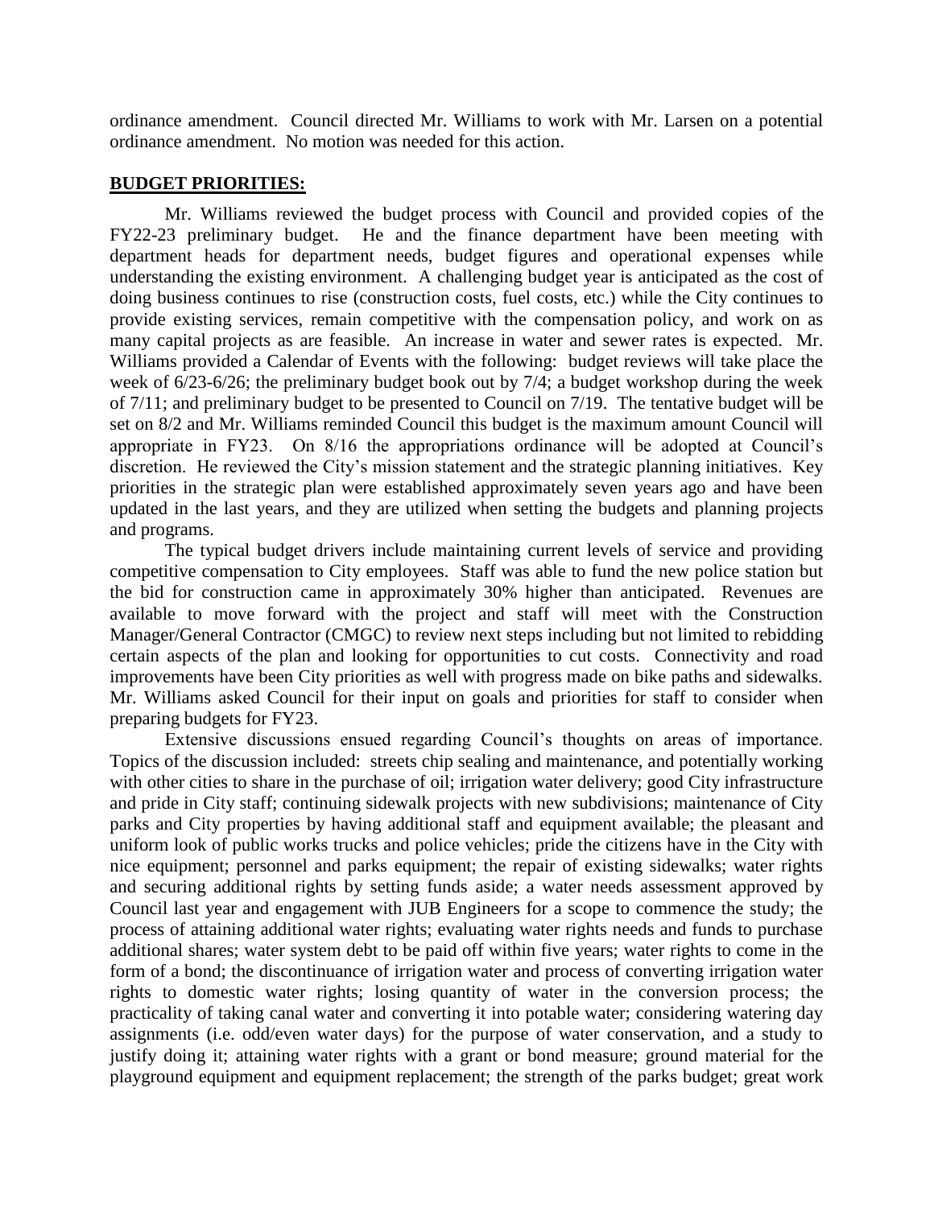ordinance amendment. Council directed Mr. Williams to work with Mr. Larsen on a potential ordinance amendment. No motion was needed for this action.

**BUDGET PRIORITIES:**

Mr. Williams reviewed the budget process with Council and provided copies of the FY22-23 preliminary budget. He and the finance department have been meeting with department heads for department needs, budget figures and operational expenses while understanding the existing environment. A challenging budget year is anticipated as the cost of doing business continues to rise (construction costs, fuel costs, etc.) while the City continues to provide existing services, remain competitive with the compensation policy, and work on as many capital projects as are feasible. An increase in water and sewer rates is expected. Mr. Williams provided a Calendar of Events with the following: budget reviews will take place the week of 6/23-6/26; the preliminary budget book out by 7/4; a budget workshop during the week of 7/11; and preliminary budget to be presented to Council on 7/19. The tentative budget will be set on 8/2 and Mr. Williams reminded Council this budget is the maximum amount Council will appropriate in FY23. On 8/16 the appropriations ordinance will be adopted at Council's discretion. He reviewed the City's mission statement and the strategic planning initiatives. Key priorities in the strategic plan were established approximately seven years ago and have been updated in the last years, and they are utilized when setting the budgets and planning projects and programs.

The typical budget drivers include maintaining current levels of service and providing competitive compensation to City employees. Staff was able to fund the new police station but the bid for construction came in approximately 30% higher than anticipated. Revenues are available to move forward with the project and staff will meet with the Construction Manager/General Contractor (CMGC) to review next steps including but not limited to rebidding certain aspects of the plan and looking for opportunities to cut costs. Connectivity and road improvements have been City priorities as well with progress made on bike paths and sidewalks. Mr. Williams asked Council for their input on goals and priorities for staff to consider when preparing budgets for FY23.

Extensive discussions ensued regarding Council's thoughts on areas of importance. Topics of the discussion included: streets chip sealing and maintenance, and potentially working with other cities to share in the purchase of oil; irrigation water delivery; good City infrastructure and pride in City staff; continuing sidewalk projects with new subdivisions; maintenance of City parks and City properties by having additional staff and equipment available; the pleasant and uniform look of public works trucks and police vehicles; pride the citizens have in the City with nice equipment; personnel and parks equipment; the repair of existing sidewalks; water rights and securing additional rights by setting funds aside; a water needs assessment approved by Council last year and engagement with JUB Engineers for a scope to commence the study; the process of attaining additional water rights; evaluating water rights needs and funds to purchase additional shares; water system debt to be paid off within five years; water rights to come in the form of a bond; the discontinuance of irrigation water and process of converting irrigation water rights to domestic water rights; losing quantity of water in the conversion process; the practicality of taking canal water and converting it into potable water; considering watering day assignments (i.e. odd/even water days) for the purpose of water conservation, and a study to justify doing it; attaining water rights with a grant or bond measure; ground material for the playground equipment and equipment replacement; the strength of the parks budget; great work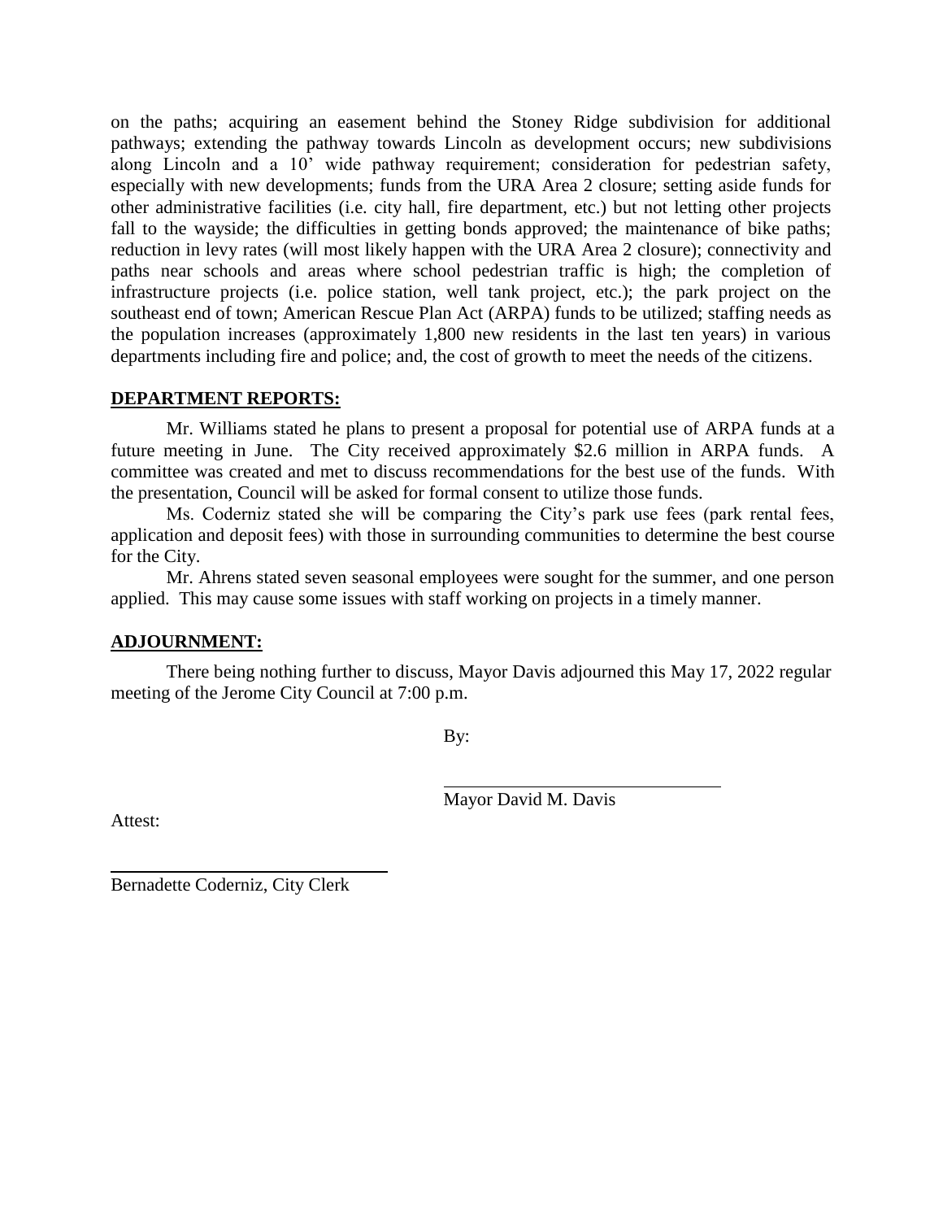on the paths; acquiring an easement behind the Stoney Ridge subdivision for additional pathways; extending the pathway towards Lincoln as development occurs; new subdivisions along Lincoln and a 10' wide pathway requirement; consideration for pedestrian safety, especially with new developments; funds from the URA Area 2 closure; setting aside funds for other administrative facilities (i.e. city hall, fire department, etc.) but not letting other projects fall to the wayside; the difficulties in getting bonds approved; the maintenance of bike paths; reduction in levy rates (will most likely happen with the URA Area 2 closure); connectivity and paths near schools and areas where school pedestrian traffic is high; the completion of infrastructure projects (i.e. police station, well tank project, etc.); the park project on the southeast end of town; American Rescue Plan Act (ARPA) funds to be utilized; staffing needs as the population increases (approximately 1,800 new residents in the last ten years) in various departments including fire and police; and, the cost of growth to meet the needs of the citizens.

**DEPARTMENT REPORTS:**

Mr. Williams stated he plans to present a proposal for potential use of ARPA funds at a future meeting in June. The City received approximately $2.6 million in ARPA funds. A committee was created and met to discuss recommendations for the best use of the funds. With the presentation, Council will be asked for formal consent to utilize those funds.

Ms. Coderniz stated she will be comparing the City's park use fees (park rental fees, application and deposit fees) with those in surrounding communities to determine the best course for the City.

Mr. Ahrens stated seven seasonal employees were sought for the summer, and one person applied. This may cause some issues with staff working on projects in a timely manner.

**ADJOURNMENT:**

There being nothing further to discuss, Mayor Davis adjourned this May 17, 2022 regular meeting of the Jerome City Council at 7:00 p.m.

By:

\_\_\_\_\_\_\_\_\_\_\_\_\_\_\_\_\_\_\_\_\_\_\_\_\_\_\_\_\_\_
Mayor David M. Davis

Attest:

\_\_\_\_\_\_\_\_\_\_\_\_\_\_\_\_\_\_\_\_\_\_\_\_\_\_\_\_\_\_
Bernadette Coderniz, City Clerk